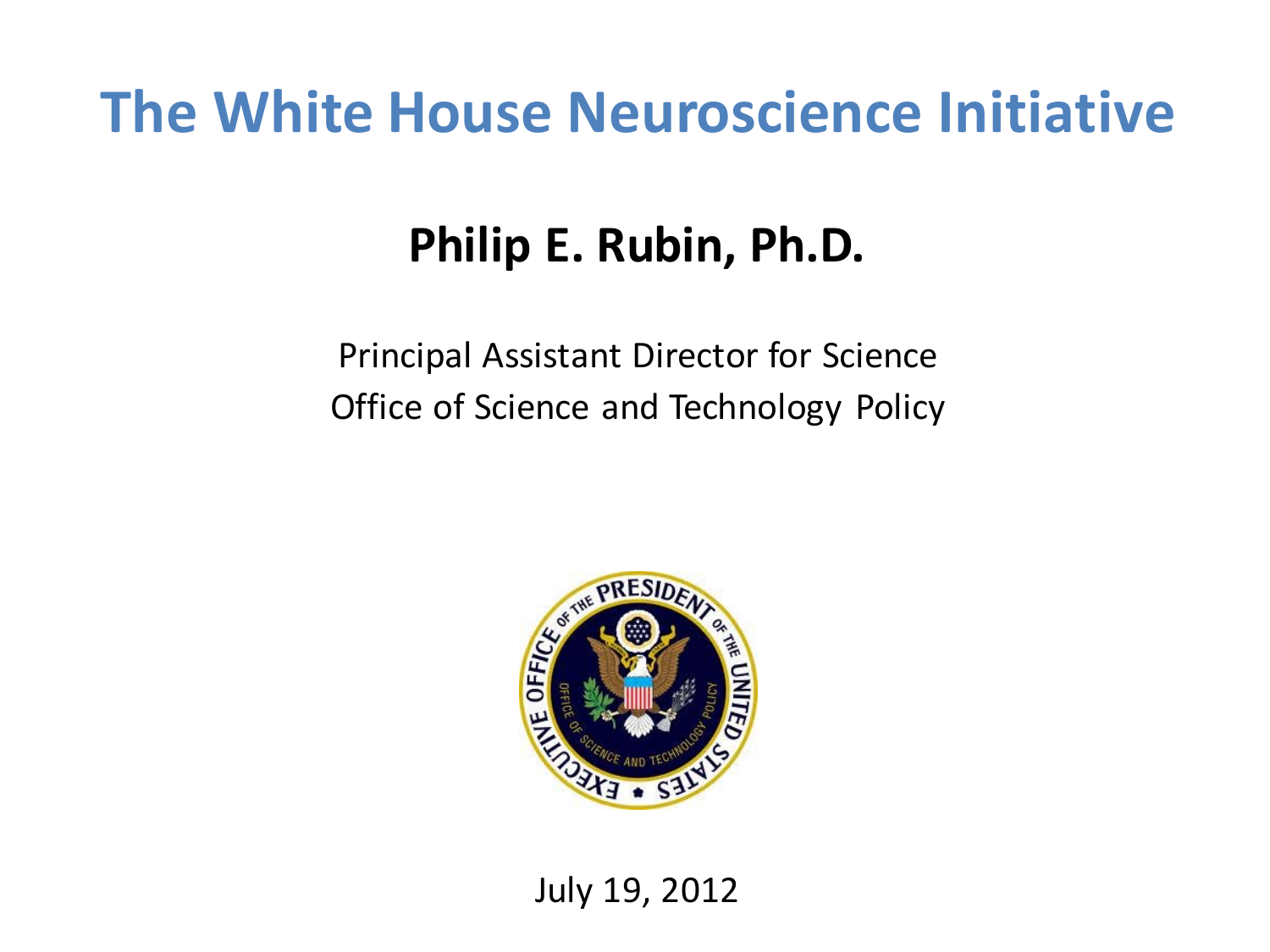# The White House Neuroscience Initiative

**Philip E. Rubin, Ph.D.**

Principal Assistant Director for Science
Office of Science and Technology Policy

July 19, 2012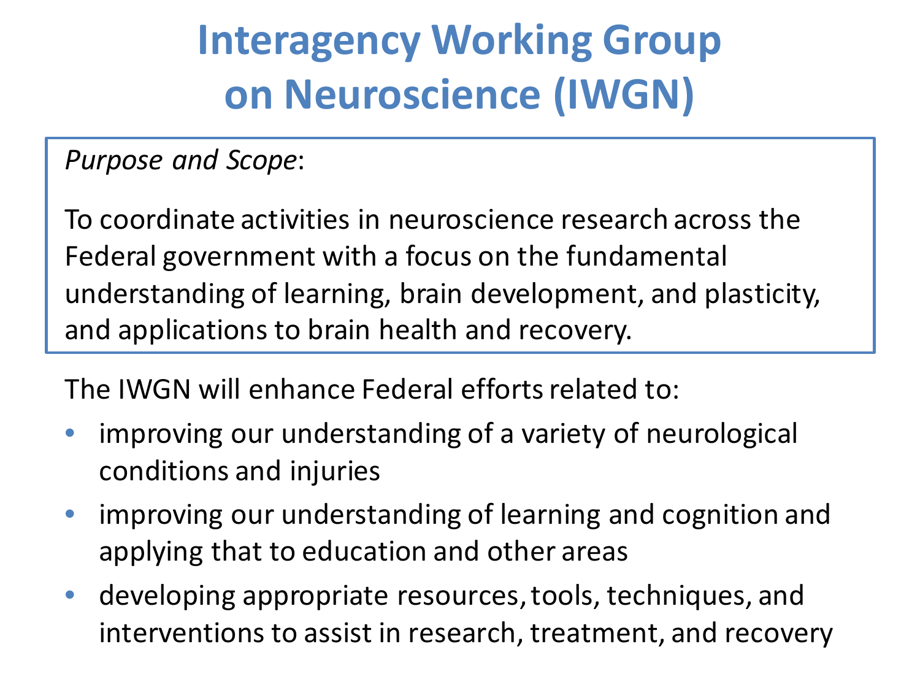# Interagency Working Group on Neuroscience (IWGN)

*Purpose and Scope*:

To coordinate activities in neuroscience research across the Federal government with a focus on the fundamental understanding of learning, brain development, and plasticity, and applications to brain health and recovery.

The IWGN will enhance Federal efforts related to:

- improving our understanding of a variety of neurological conditions and injuries
- improving our understanding of learning and cognition and applying that to education and other areas
- developing appropriate resources, tools, techniques, and interventions to assist in research, treatment, and recovery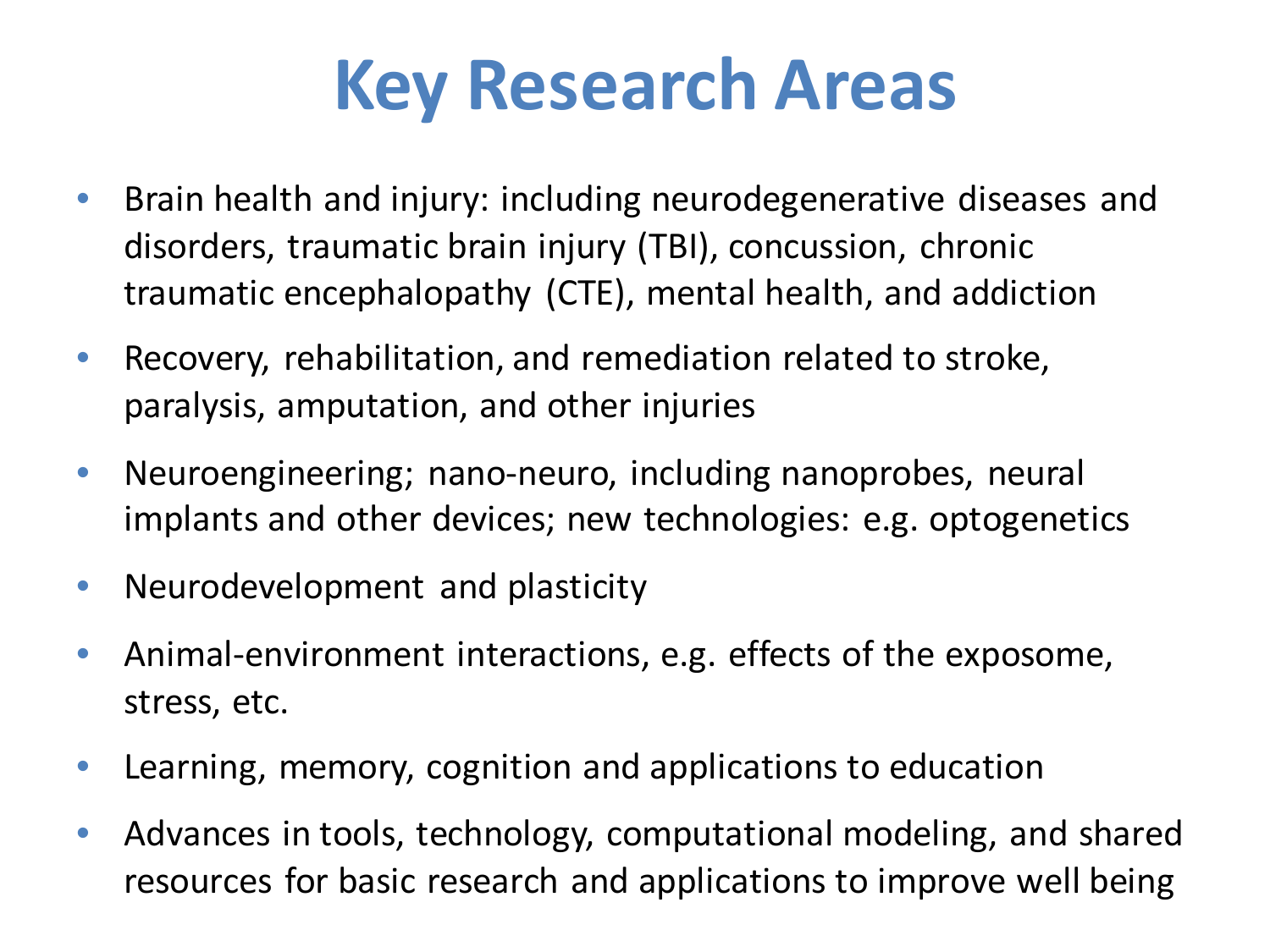# Key Research Areas

- Brain health and injury: including neurodegenerative diseases and disorders, traumatic brain injury (TBI), concussion, chronic traumatic encephalopathy (CTE), mental health, and addiction
- Recovery, rehabilitation, and remediation related to stroke, paralysis, amputation, and other injuries
- Neuroengineering; nano-neuro, including nanoprobes, neural implants and other devices; new technologies: e.g. optogenetics
- Neurodevelopment and plasticity
- Animal-environment interactions, e.g. effects of the exposome, stress, etc.
- Learning, memory, cognition and applications to education
- Advances in tools, technology, computational modeling, and shared resources for basic research and applications to improve well being